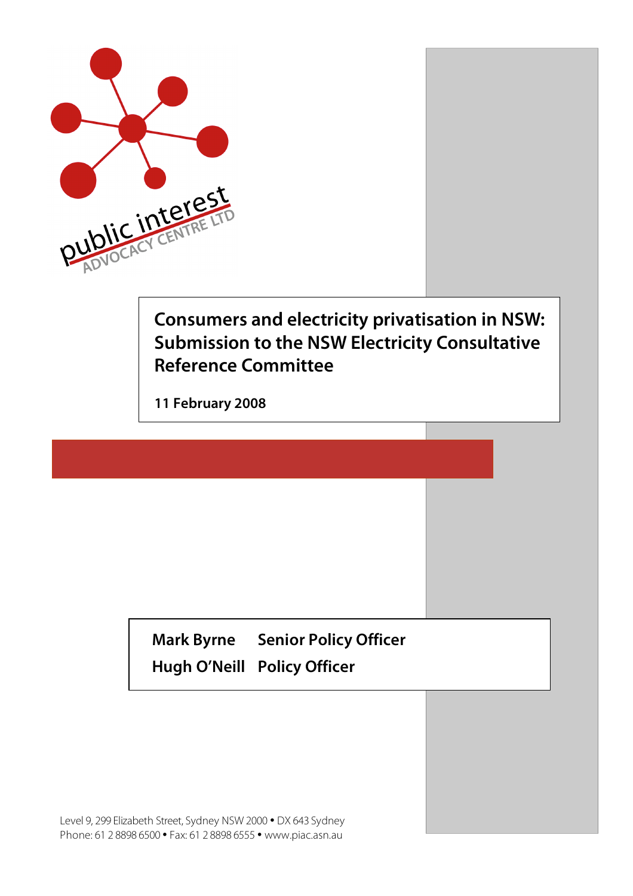public interest
ADVOCACY CENTRE LTD

# Consumers and electricity privatisation in NSW: Submission to the NSW Electricity Consultative Reference Committee

**11 February 2008**

| | |
|---|---|
| **Mark Byrne** | **Senior Policy Officer** |
| **Hugh O'Neill** | **Policy Officer** |

Level 9, 299 Elizabeth Street, Sydney NSW 2000 • DX 643 Sydney
Phone: 61 2 8898 6500 • Fax: 61 2 8898 6555 • www.piac.asn.au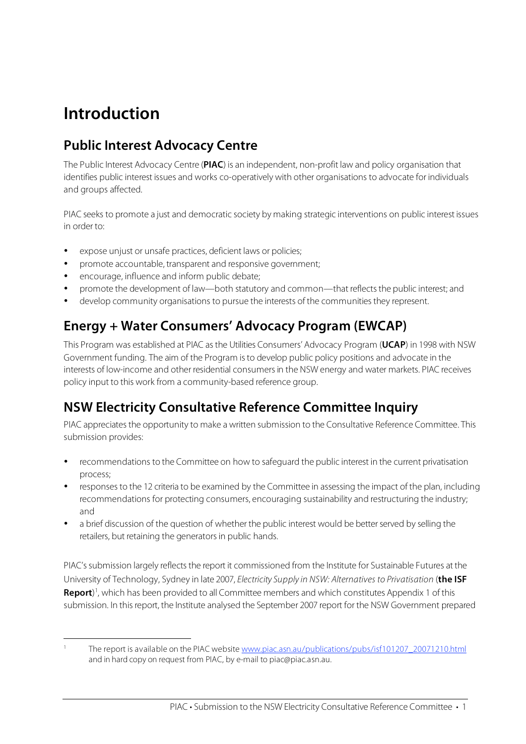# Introduction

## Public Interest Advocacy Centre

The Public Interest Advocacy Centre (**PIAC**) is an independent, non-profit law and policy organisation that identifies public interest issues and works co-operatively with other organisations to advocate for individuals and groups affected.

PIAC seeks to promote a just and democratic society by making strategic interventions on public interest issues in order to:

- expose unjust or unsafe practices, deficient laws or policies;
- promote accountable, transparent and responsive government;
- encourage, influence and inform public debate;
- promote the development of law—both statutory and common—that reflects the public interest; and
- develop community organisations to pursue the interests of the communities they represent.

## Energy + Water Consumers' Advocacy Program (EWCAP)

This Program was established at PIAC as the Utilities Consumers' Advocacy Program (**UCAP**) in 1998 with NSW Government funding. The aim of the Program is to develop public policy positions and advocate in the interests of low-income and other residential consumers in the NSW energy and water markets. PIAC receives policy input to this work from a community-based reference group.

## NSW Electricity Consultative Reference Committee Inquiry

PIAC appreciates the opportunity to make a written submission to the Consultative Reference Committee. This submission provides:

- recommendations to the Committee on how to safeguard the public interest in the current privatisation process;
- responses to the 12 criteria to be examined by the Committee in assessing the impact of the plan, including recommendations for protecting consumers, encouraging sustainability and restructuring the industry; and
- a brief discussion of the question of whether the public interest would be better served by selling the retailers, but retaining the generators in public hands.

PIAC's submission largely reflects the report it commissioned from the Institute for Sustainable Futures at the University of Technology, Sydney in late 2007, *Electricity Supply in NSW: Alternatives to Privatisation* (**the ISF Report**)[1], which has been provided to all Committee members and which constitutes Appendix 1 of this submission. In this report, the Institute analysed the September 2007 report for the NSW Government prepared

[1] The report is available on the PIAC website www.piac.asn.au/publications/pubs/isf101207_20071210.html and in hard copy on request from PIAC, by e-mail to piac@piac.asn.au.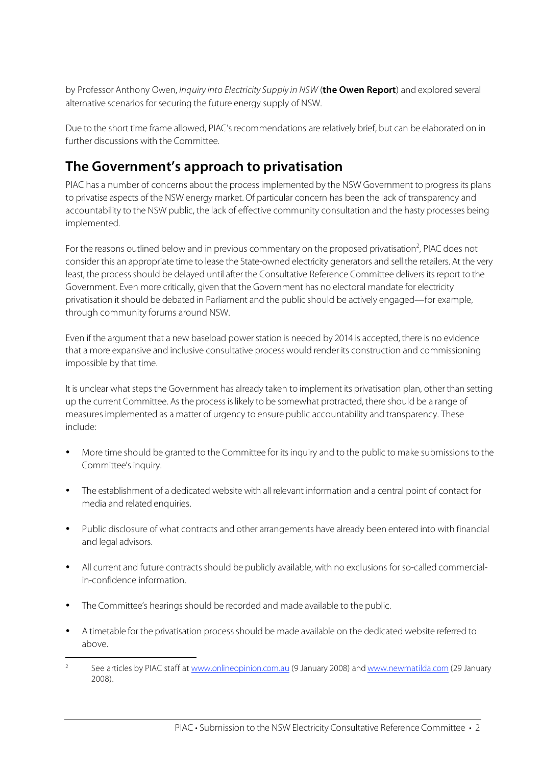by Professor Anthony Owen, *Inquiry into Electricity Supply in NSW* (**the Owen Report**) and explored several alternative scenarios for securing the future energy supply of NSW.

Due to the short time frame allowed, PIAC's recommendations are relatively brief, but can be elaborated on in further discussions with the Committee.

## The Government's approach to privatisation

PIAC has a number of concerns about the process implemented by the NSW Government to progress its plans to privatise aspects of the NSW energy market. Of particular concern has been the lack of transparency and accountability to the NSW public, the lack of effective community consultation and the hasty processes being implemented.

For the reasons outlined below and in previous commentary on the proposed privatisation[2], PIAC does not consider this an appropriate time to lease the State-owned electricity generators and sell the retailers. At the very least, the process should be delayed until after the Consultative Reference Committee delivers its report to the Government. Even more critically, given that the Government has no electoral mandate for electricity privatisation it should be debated in Parliament and the public should be actively engaged—for example, through community forums around NSW.

Even if the argument that a new baseload power station is needed by 2014 is accepted, there is no evidence that a more expansive and inclusive consultative process would render its construction and commissioning impossible by that time.

It is unclear what steps the Government has already taken to implement its privatisation plan, other than setting up the current Committee. As the process is likely to be somewhat protracted, there should be a range of measures implemented as a matter of urgency to ensure public accountability and transparency. These include:

- More time should be granted to the Committee for its inquiry and to the public to make submissions to the Committee's inquiry.
- The establishment of a dedicated website with all relevant information and a central point of contact for media and related enquiries.
- Public disclosure of what contracts and other arrangements have already been entered into with financial and legal advisors.
- All current and future contracts should be publicly available, with no exclusions for so-called commercial-in-confidence information.
- The Committee's hearings should be recorded and made available to the public.
- A timetable for the privatisation process should be made available on the dedicated website referred to above.

---

[2] See articles by PIAC staff at www.onlineopinion.com.au (9 January 2008) and www.newmatilda.com (29 January 2008).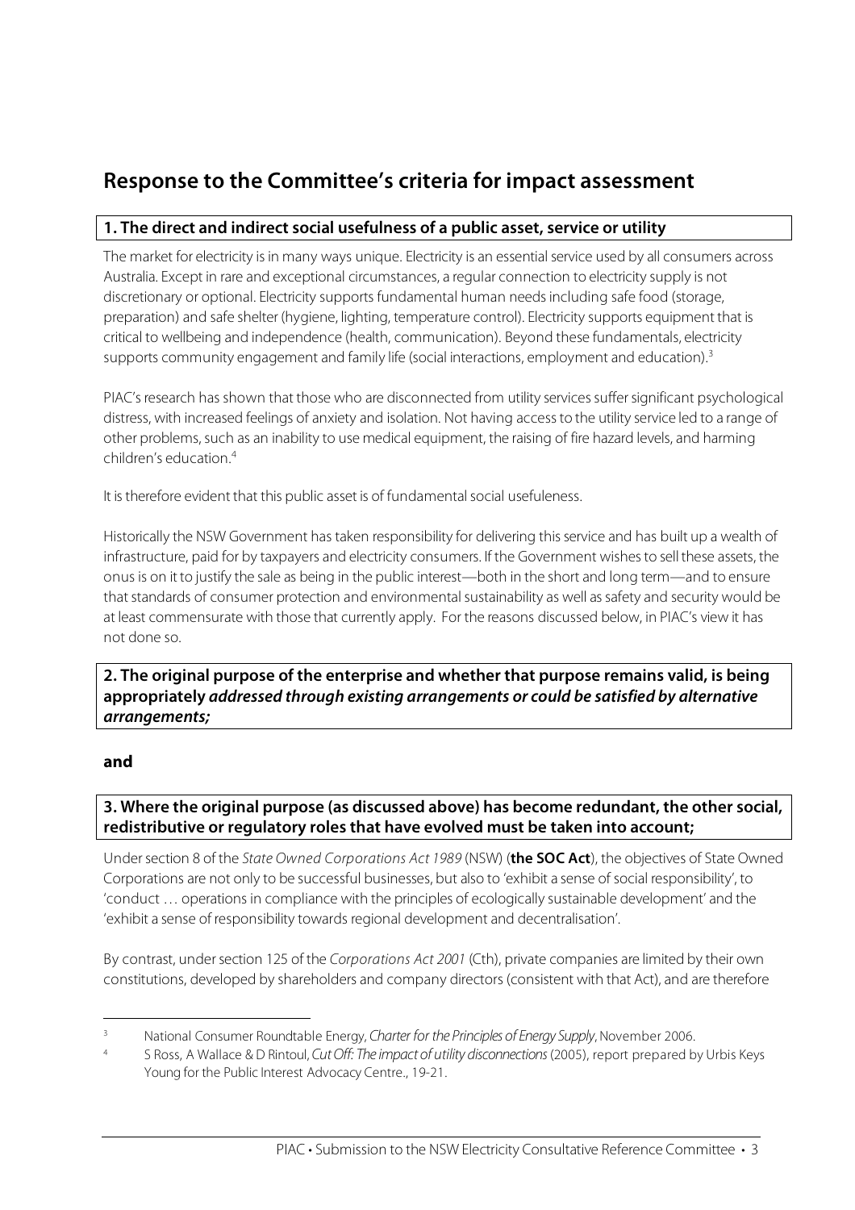# Response to the Committee's criteria for impact assessment

### 1. The direct and indirect social usefulness of a public asset, service or utility

The market for electricity is in many ways unique. Electricity is an essential service used by all consumers across Australia. Except in rare and exceptional circumstances, a regular connection to electricity supply is not discretionary or optional. Electricity supports fundamental human needs including safe food (storage, preparation) and safe shelter (hygiene, lighting, temperature control). Electricity supports equipment that is critical to wellbeing and independence (health, communication). Beyond these fundamentals, electricity supports community engagement and family life (social interactions, employment and education).[3]

PIAC's research has shown that those who are disconnected from utility services suffer significant psychological distress, with increased feelings of anxiety and isolation. Not having access to the utility service led to a range of other problems, such as an inability to use medical equipment, the raising of fire hazard levels, and harming children's education.[4]

It is therefore evident that this public asset is of fundamental social usefulness.

Historically the NSW Government has taken responsibility for delivering this service and has built up a wealth of infrastructure, paid for by taxpayers and electricity consumers. If the Government wishes to sell these assets, the onus is on it to justify the sale as being in the public interest—both in the short and long term—and to ensure that standards of consumer protection and environmental sustainability as well as safety and security would be at least commensurate with those that currently apply. For the reasons discussed below, in PIAC's view it has not done so.

### 2. The original purpose of the enterprise and whether that purpose remains valid, is being appropriately *addressed through existing arrangements or could be satisfied by alternative arrangements;*

**and**

### 3. Where the original purpose (as discussed above) has become redundant, the other social, redistributive or regulatory roles that have evolved must be taken into account;

Under section 8 of the *State Owned Corporations Act 1989* (NSW) (**the SOC Act**), the objectives of State Owned Corporations are not only to be successful businesses, but also to 'exhibit a sense of social responsibility', to 'conduct … operations in compliance with the principles of ecologically sustainable development' and the 'exhibit a sense of responsibility towards regional development and decentralisation'.

By contrast, under section 125 of the *Corporations Act 2001* (Cth), private companies are limited by their own constitutions, developed by shareholders and company directors (consistent with that Act), and are therefore

---

[3] National Consumer Roundtable Energy, *Charter for the Principles of Energy Supply*, November 2006.

[4] S Ross, A Wallace & D Rintoul, *Cut Off: The impact of utility disconnections* (2005), report prepared by Urbis Keys Young for the Public Interest Advocacy Centre., 19-21.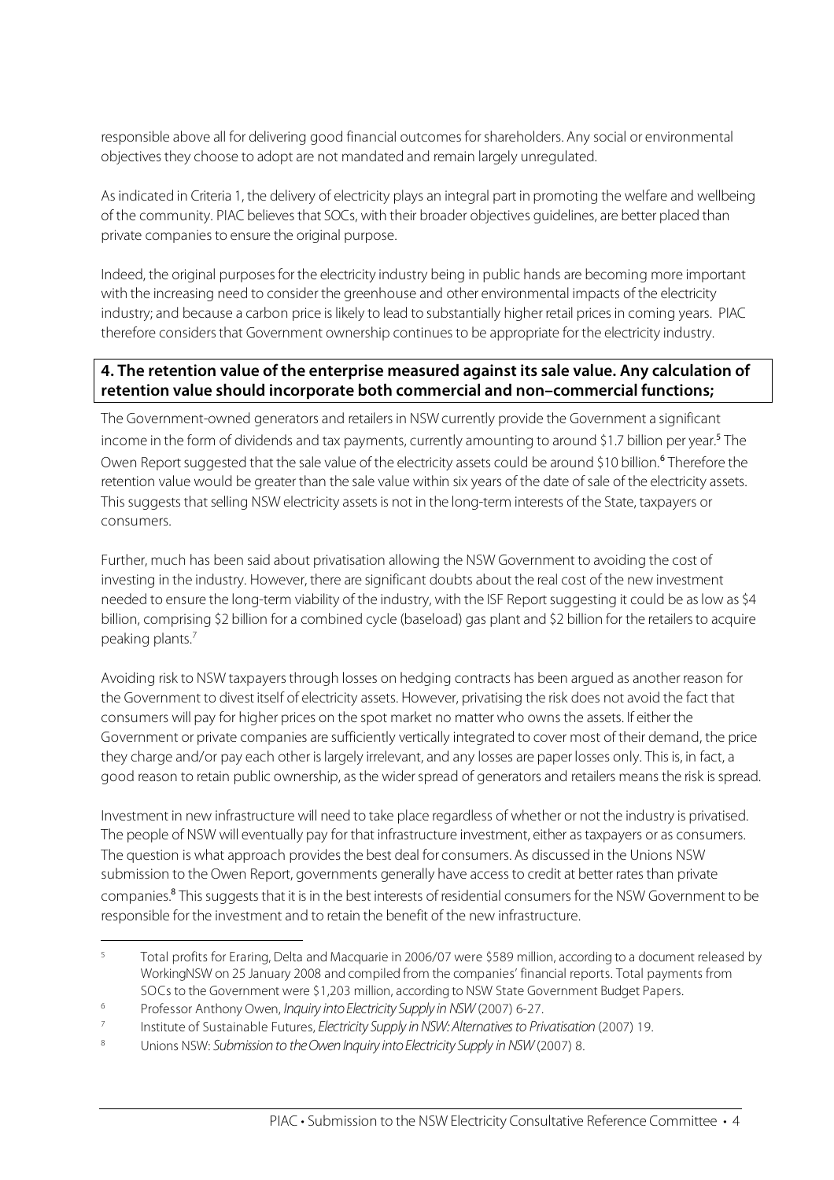responsible above all for delivering good financial outcomes for shareholders. Any social or environmental objectives they choose to adopt are not mandated and remain largely unregulated.

As indicated in Criteria 1, the delivery of electricity plays an integral part in promoting the welfare and wellbeing of the community. PIAC believes that SOCs, with their broader objectives guidelines, are better placed than private companies to ensure the original purpose.

Indeed, the original purposes for the electricity industry being in public hands are becoming more important with the increasing need to consider the greenhouse and other environmental impacts of the electricity industry; and because a carbon price is likely to lead to substantially higher retail prices in coming years. PIAC therefore considers that Government ownership continues to be appropriate for the electricity industry.

**4. The retention value of the enterprise measured against its sale value. Any calculation of retention value should incorporate both commercial and non–commercial functions;**

The Government-owned generators and retailers in NSW currently provide the Government a significant income in the form of dividends and tax payments, currently amounting to around $1.7 billion per year.[5] The Owen Report suggested that the sale value of the electricity assets could be around $10 billion.[6] Therefore the retention value would be greater than the sale value within six years of the date of sale of the electricity assets. This suggests that selling NSW electricity assets is not in the long-term interests of the State, taxpayers or consumers.

Further, much has been said about privatisation allowing the NSW Government to avoiding the cost of investing in the industry. However, there are significant doubts about the real cost of the new investment needed to ensure the long-term viability of the industry, with the ISF Report suggesting it could be as low as $4 billion, comprising $2 billion for a combined cycle (baseload) gas plant and $2 billion for the retailers to acquire peaking plants.[7]

Avoiding risk to NSW taxpayers through losses on hedging contracts has been argued as another reason for the Government to divest itself of electricity assets. However, privatising the risk does not avoid the fact that consumers will pay for higher prices on the spot market no matter who owns the assets. If either the Government or private companies are sufficiently vertically integrated to cover most of their demand, the price they charge and/or pay each other is largely irrelevant, and any losses are paper losses only. This is, in fact, a good reason to retain public ownership, as the wider spread of generators and retailers means the risk is spread.

Investment in new infrastructure will need to take place regardless of whether or not the industry is privatised. The people of NSW will eventually pay for that infrastructure investment, either as taxpayers or as consumers. The question is what approach provides the best deal for consumers. As discussed in the Unions NSW submission to the Owen Report, governments generally have access to credit at better rates than private companies.[8] This suggests that it is in the best interests of residential consumers for the NSW Government to be responsible for the investment and to retain the benefit of the new infrastructure.

---

[5] Total profits for Eraring, Delta and Macquarie in 2006/07 were $589 million, according to a document released by WorkingNSW on 25 January 2008 and compiled from the companies' financial reports. Total payments from SOCs to the Government were $1,203 million, according to NSW State Government Budget Papers.

[6] Professor Anthony Owen, *Inquiry into Electricity Supply in NSW* (2007) 6-27.

[7] Institute of Sustainable Futures, *Electricity Supply in NSW: Alternatives to Privatisation* (2007) 19.

[8] Unions NSW: *Submission to the Owen Inquiry into Electricity Supply in NSW* (2007) 8.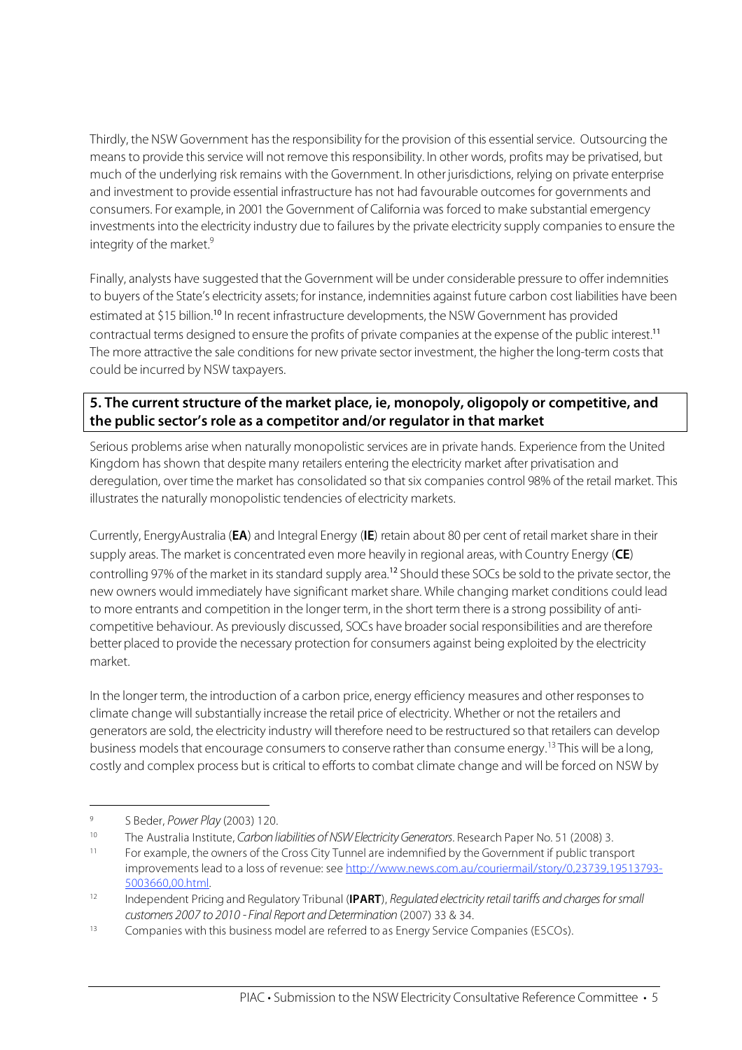Thirdly, the NSW Government has the responsibility for the provision of this essential service. Outsourcing the means to provide this service will not remove this responsibility. In other words, profits may be privatised, but much of the underlying risk remains with the Government. In other jurisdictions, relying on private enterprise and investment to provide essential infrastructure has not had favourable outcomes for governments and consumers. For example, in 2001 the Government of California was forced to make substantial emergency investments into the electricity industry due to failures by the private electricity supply companies to ensure the integrity of the market.[9]

Finally, analysts have suggested that the Government will be under considerable pressure to offer indemnities to buyers of the State's electricity assets; for instance, indemnities against future carbon cost liabilities have been estimated at $15 billion.[10] In recent infrastructure developments, the NSW Government has provided contractual terms designed to ensure the profits of private companies at the expense of the public interest.[11] The more attractive the sale conditions for new private sector investment, the higher the long-term costs that could be incurred by NSW taxpayers.

## 5. The current structure of the market place, ie, monopoly, oligopoly or competitive, and the public sector's role as a competitor and/or regulator in that market

Serious problems arise when naturally monopolistic services are in private hands. Experience from the United Kingdom has shown that despite many retailers entering the electricity market after privatisation and deregulation, over time the market has consolidated so that six companies control 98% of the retail market. This illustrates the naturally monopolistic tendencies of electricity markets.

Currently, EnergyAustralia (**EA**) and Integral Energy (**IE**) retain about 80 per cent of retail market share in their supply areas. The market is concentrated even more heavily in regional areas, with Country Energy (**CE**) controlling 97% of the market in its standard supply area.[12] Should these SOCs be sold to the private sector, the new owners would immediately have significant market share. While changing market conditions could lead to more entrants and competition in the longer term, in the short term there is a strong possibility of anti-competitive behaviour. As previously discussed, SOCs have broader social responsibilities and are therefore better placed to provide the necessary protection for consumers against being exploited by the electricity market.

In the longer term, the introduction of a carbon price, energy efficiency measures and other responses to climate change will substantially increase the retail price of electricity. Whether or not the retailers and generators are sold, the electricity industry will therefore need to be restructured so that retailers can develop business models that encourage consumers to conserve rather than consume energy.[13] This will be a long, costly and complex process but is critical to efforts to combat climate change and will be forced on NSW by

---

[9] S Beder, *Power Play* (2003) 120.

[10] The Australia Institute, *Carbon liabilities of NSW Electricity Generators*. Research Paper No. 51 (2008) 3.

[11] For example, the owners of the Cross City Tunnel are indemnified by the Government if public transport improvements lead to a loss of revenue: see http://www.news.com.au/couriermail/story/0,23739,19513793-5003660,00.html.

[12] Independent Pricing and Regulatory Tribunal (**IPART**), *Regulated electricity retail tariffs and charges for small customers 2007 to 2010 - Final Report and Determination* (2007) 33 & 34.

[13] Companies with this business model are referred to as Energy Service Companies (ESCOs).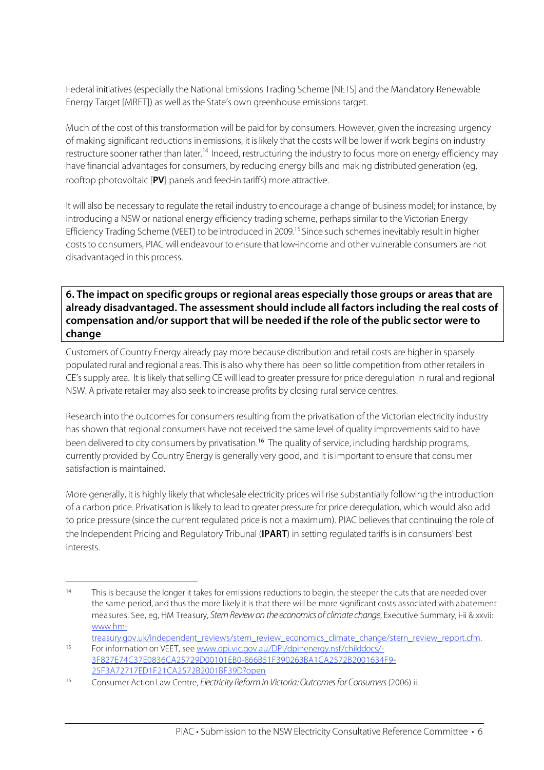Federal initiatives (especially the National Emissions Trading Scheme [NETS] and the Mandatory Renewable Energy Target [MRET]) as well as the State's own greenhouse emissions target.

Much of the cost of this transformation will be paid for by consumers. However, given the increasing urgency of making significant reductions in emissions, it is likely that the costs will be lower if work begins on industry restructure sooner rather than later.[14] Indeed, restructuring the industry to focus more on energy efficiency may have financial advantages for consumers, by reducing energy bills and making distributed generation (eg, rooftop photovoltaic [**PV**] panels and feed-in tariffs) more attractive.

It will also be necessary to regulate the retail industry to encourage a change of business model; for instance, by introducing a NSW or national energy efficiency trading scheme, perhaps similar to the Victorian Energy Efficiency Trading Scheme (VEET) to be introduced in 2009.[15] Since such schemes inevitably result in higher costs to consumers, PIAC will endeavour to ensure that low-income and other vulnerable consumers are not disadvantaged in this process.

## 6. The impact on specific groups or regional areas especially those groups or areas that are already disadvantaged. The assessment should include all factors including the real costs of compensation and/or support that will be needed if the role of the public sector were to change

Customers of Country Energy already pay more because distribution and retail costs are higher in sparsely populated rural and regional areas. This is also why there has been so little competition from other retailers in CE's supply area. It is likely that selling CE will lead to greater pressure for price deregulation in rural and regional NSW. A private retailer may also seek to increase profits by closing rural service centres.

Research into the outcomes for consumers resulting from the privatisation of the Victorian electricity industry has shown that regional consumers have not received the same level of quality improvements said to have been delivered to city consumers by privatisation.[16] The quality of service, including hardship programs, currently provided by Country Energy is generally very good, and it is important to ensure that consumer satisfaction is maintained.

More generally, it is highly likely that wholesale electricity prices will rise substantially following the introduction of a carbon price. Privatisation is likely to lead to greater pressure for price deregulation, which would also add to price pressure (since the current regulated price is not a maximum). PIAC believes that continuing the role of the Independent Pricing and Regulatory Tribunal (**IPART**) in setting regulated tariffs is in consumers' best interests.

---

[14] This is because the longer it takes for emissions reductions to begin, the steeper the cuts that are needed over the same period, and thus the more likely it is that there will be more significant costs associated with abatement measures. See, eg, HM Treasury, *Stern Review on the economics of climate change*, Executive Summary, i-ii & xxvii: www.hm-treasury.gov.uk/independent_reviews/stern_review_economics_climate_change/stern_review_report.cfm.

[15] For information on VEET, see www.dpi.vic.gov.au/DPI/dpinenergy.nsf/childdocs/-3F827E74C37E0836CA25729D00101EB0-866B51F390263BA1CA2572B2001634F9-25F3A72717ED1F21CA2572B2001BF39D?open

[16] Consumer Action Law Centre, *Electricity Reform in Victoria: Outcomes for Consumers* (2006) ii.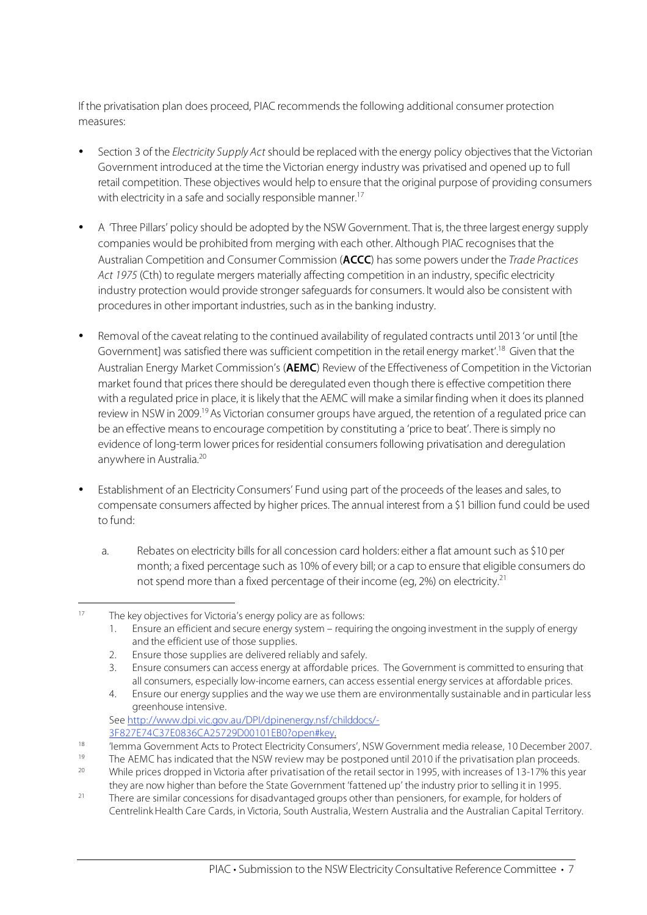If the privatisation plan does proceed, PIAC recommends the following additional consumer protection measures:

- Section 3 of the *Electricity Supply Act* should be replaced with the energy policy objectives that the Victorian Government introduced at the time the Victorian energy industry was privatised and opened up to full retail competition. These objectives would help to ensure that the original purpose of providing consumers with electricity in a safe and socially responsible manner.[17]

- A 'Three Pillars' policy should be adopted by the NSW Government. That is, the three largest energy supply companies would be prohibited from merging with each other. Although PIAC recognises that the Australian Competition and Consumer Commission (**ACCC**) has some powers under the *Trade Practices Act 1975* (Cth) to regulate mergers materially affecting competition in an industry, specific electricity industry protection would provide stronger safeguards for consumers. It would also be consistent with procedures in other important industries, such as in the banking industry.

- Removal of the caveat relating to the continued availability of regulated contracts until 2013 'or until [the Government] was satisfied there was sufficient competition in the retail energy market'.[18] Given that the Australian Energy Market Commission's (**AEMC**) Review of the Effectiveness of Competition in the Victorian market found that prices there should be deregulated even though there is effective competition there with a regulated price in place, it is likely that the AEMC will make a similar finding when it does its planned review in NSW in 2009.[19] As Victorian consumer groups have argued, the retention of a regulated price can be an effective means to encourage competition by constituting a 'price to beat'. There is simply no evidence of long-term lower prices for residential consumers following privatisation and deregulation anywhere in Australia.[20]

- Establishment of an Electricity Consumers' Fund using part of the proceeds of the leases and sales, to compensate consumers affected by higher prices. The annual interest from a $1 billion fund could be used to fund:

  a. Rebates on electricity bills for all concession card holders: either a flat amount such as $10 per month; a fixed percentage such as 10% of every bill; or a cap to ensure that eligible consumers do not spend more than a fixed percentage of their income (eg, 2%) on electricity.[21]

---

[17] The key objectives for Victoria's energy policy are as follows:

1. Ensure an efficient and secure energy system – requiring the ongoing investment in the supply of energy and the efficient use of those supplies.
2. Ensure those supplies are delivered reliably and safely.
3. Ensure consumers can access energy at affordable prices. The Government is committed to ensuring that all consumers, especially low-income earners, can access essential energy services at affordable prices.
4. Ensure our energy supplies and the way we use them are environmentally sustainable and in particular less greenhouse intensive.

See http://www.dpi.vic.gov.au/DPI/dpinenergy.nsf/childdocs/-3F827E74C37E0836CA25729D00101EB0?open#key.

[18] 'Iemma Government Acts to Protect Electricity Consumers', NSW Government media release, 10 December 2007.

[19] The AEMC has indicated that the NSW review may be postponed until 2010 if the privatisation plan proceeds.

[20] While prices dropped in Victoria after privatisation of the retail sector in 1995, with increases of 13-17% this year they are now higher than before the State Government 'fattened up' the industry prior to selling it in 1995.

[21] There are similar concessions for disadvantaged groups other than pensioners, for example, for holders of Centrelink Health Care Cards, in Victoria, South Australia, Western Australia and the Australian Capital Territory.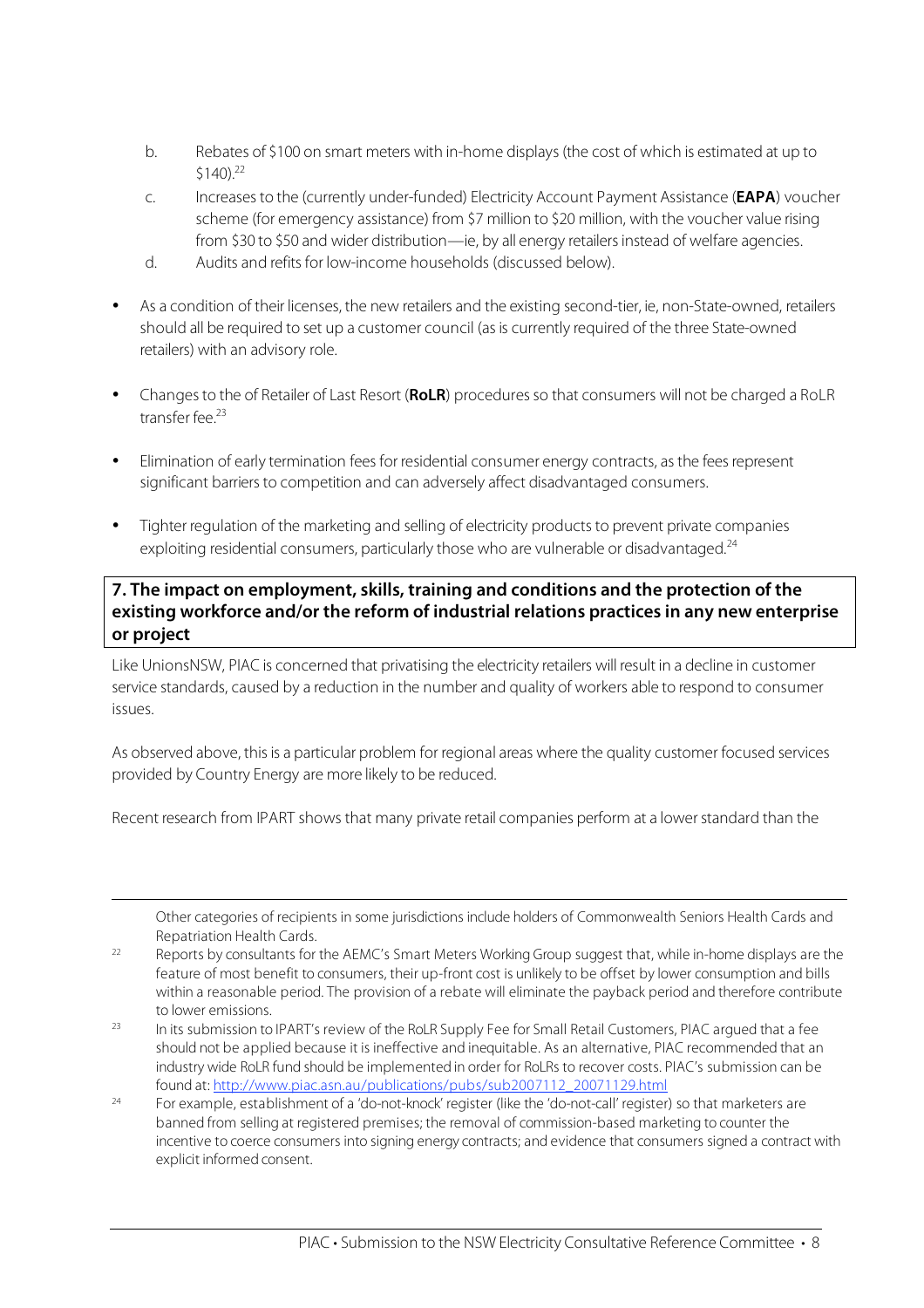b. Rebates of $100 on smart meters with in-home displays (the cost of which is estimated at up to $140).[22]

c. Increases to the (currently under-funded) Electricity Account Payment Assistance (**EAPA**) voucher scheme (for emergency assistance) from $7 million to $20 million, with the voucher value rising from $30 to $50 and wider distribution—ie, by all energy retailers instead of welfare agencies.

d. Audits and refits for low-income households (discussed below).

- As a condition of their licenses, the new retailers and the existing second-tier, ie, non-State-owned, retailers should all be required to set up a customer council (as is currently required of the three State-owned retailers) with an advisory role.

- Changes to the of Retailer of Last Resort (**RoLR**) procedures so that consumers will not be charged a RoLR transfer fee.[23]

- Elimination of early termination fees for residential consumer energy contracts, as the fees represent significant barriers to competition and can adversely affect disadvantaged consumers.

- Tighter regulation of the marketing and selling of electricity products to prevent private companies exploiting residential consumers, particularly those who are vulnerable or disadvantaged.[24]

## 7. The impact on employment, skills, training and conditions and the protection of the existing workforce and/or the reform of industrial relations practices in any new enterprise or project

Like UnionsNSW, PIAC is concerned that privatising the electricity retailers will result in a decline in customer service standards, caused by a reduction in the number and quality of workers able to respond to consumer issues.

As observed above, this is a particular problem for regional areas where the quality customer focused services provided by Country Energy are more likely to be reduced.

Recent research from IPART shows that many private retail companies perform at a lower standard than the

---

Other categories of recipients in some jurisdictions include holders of Commonwealth Seniors Health Cards and Repatriation Health Cards.

[22] Reports by consultants for the AEMC's Smart Meters Working Group suggest that, while in-home displays are the feature of most benefit to consumers, their up-front cost is unlikely to be offset by lower consumption and bills within a reasonable period. The provision of a rebate will eliminate the payback period and therefore contribute to lower emissions.

[23] In its submission to IPART's review of the RoLR Supply Fee for Small Retail Customers, PIAC argued that a fee should not be applied because it is ineffective and inequitable. As an alternative, PIAC recommended that an industry wide RoLR fund should be implemented in order for RoLRs to recover costs. PIAC's submission can be found at: [http://www.piac.asn.au/publications/pubs/sub2007112_20071129.html](http://www.piac.asn.au/publications/pubs/sub2007112_20071129.html)

[24] For example, establishment of a 'do-not-knock' register (like the 'do-not-call' register) so that marketers are banned from selling at registered premises; the removal of commission-based marketing to counter the incentive to coerce consumers into signing energy contracts; and evidence that consumers signed a contract with explicit informed consent.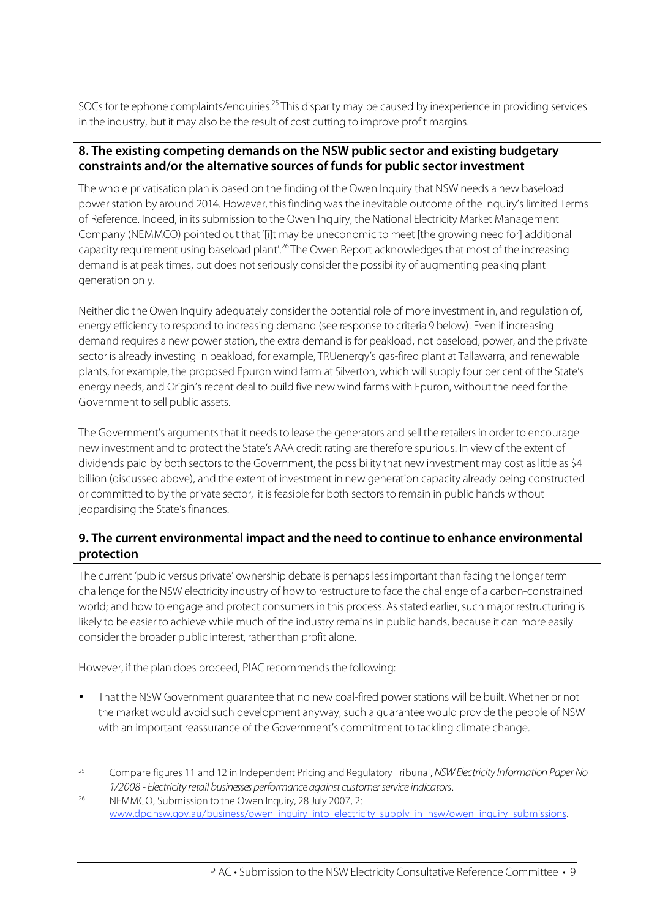SOCs for telephone complaints/enquiries.[25] This disparity may be caused by inexperience in providing services in the industry, but it may also be the result of cost cutting to improve profit margins.

## 8. The existing competing demands on the NSW public sector and existing budgetary constraints and/or the alternative sources of funds for public sector investment

The whole privatisation plan is based on the finding of the Owen Inquiry that NSW needs a new baseload power station by around 2014. However, this finding was the inevitable outcome of the Inquiry's limited Terms of Reference. Indeed, in its submission to the Owen Inquiry, the National Electricity Market Management Company (NEMMCO) pointed out that '[i]t may be uneconomic to meet [the growing need for] additional capacity requirement using baseload plant'.[26] The Owen Report acknowledges that most of the increasing demand is at peak times, but does not seriously consider the possibility of augmenting peaking plant generation only.

Neither did the Owen Inquiry adequately consider the potential role of more investment in, and regulation of, energy efficiency to respond to increasing demand (see response to criteria 9 below). Even if increasing demand requires a new power station, the extra demand is for peakload, not baseload, power, and the private sector is already investing in peakload, for example, TRUenergy's gas-fired plant at Tallawarra, and renewable plants, for example, the proposed Epuron wind farm at Silverton, which will supply four per cent of the State's energy needs, and Origin's recent deal to build five new wind farms with Epuron, without the need for the Government to sell public assets.

The Government's arguments that it needs to lease the generators and sell the retailers in order to encourage new investment and to protect the State's AAA credit rating are therefore spurious. In view of the extent of dividends paid by both sectors to the Government, the possibility that new investment may cost as little as $4 billion (discussed above), and the extent of investment in new generation capacity already being constructed or committed to by the private sector, it is feasible for both sectors to remain in public hands without jeopardising the State's finances.

## 9. The current environmental impact and the need to continue to enhance environmental protection

The current 'public versus private' ownership debate is perhaps less important than facing the longer term challenge for the NSW electricity industry of how to restructure to face the challenge of a carbon-constrained world; and how to engage and protect consumers in this process. As stated earlier, such major restructuring is likely to be easier to achieve while much of the industry remains in public hands, because it can more easily consider the broader public interest, rather than profit alone.

However, if the plan does proceed, PIAC recommends the following:

- That the NSW Government guarantee that no new coal-fired power stations will be built. Whether or not the market would avoid such development anyway, such a guarantee would provide the people of NSW with an important reassurance of the Government's commitment to tackling climate change.

---

[25] Compare figures 11 and 12 in Independent Pricing and Regulatory Tribunal, *NSW Electricity Information Paper No 1/2008 - Electricity retail businesses performance against customer service indicators*.

[26] NEMMCO, Submission to the Owen Inquiry, 28 July 2007, 2: www.dpc.nsw.gov.au/business/owen_inquiry_into_electricity_supply_in_nsw/owen_inquiry_submissions.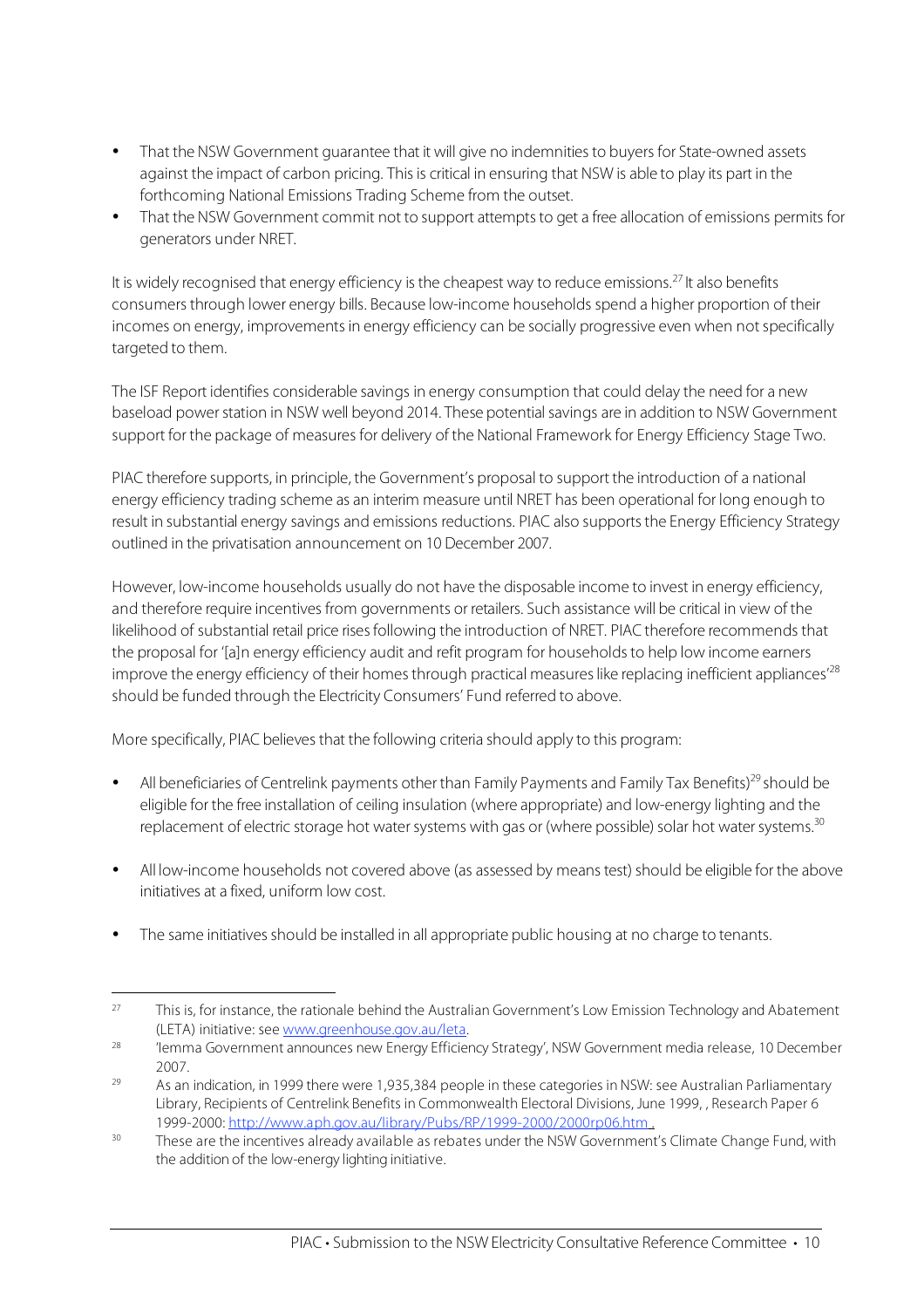- That the NSW Government guarantee that it will give no indemnities to buyers for State-owned assets against the impact of carbon pricing. This is critical in ensuring that NSW is able to play its part in the forthcoming National Emissions Trading Scheme from the outset.
- That the NSW Government commit not to support attempts to get a free allocation of emissions permits for generators under NRET.

It is widely recognised that energy efficiency is the cheapest way to reduce emissions.[27] It also benefits consumers through lower energy bills. Because low-income households spend a higher proportion of their incomes on energy, improvements in energy efficiency can be socially progressive even when not specifically targeted to them.

The ISF Report identifies considerable savings in energy consumption that could delay the need for a new baseload power station in NSW well beyond 2014. These potential savings are in addition to NSW Government support for the package of measures for delivery of the National Framework for Energy Efficiency Stage Two.

PIAC therefore supports, in principle, the Government's proposal to support the introduction of a national energy efficiency trading scheme as an interim measure until NRET has been operational for long enough to result in substantial energy savings and emissions reductions. PIAC also supports the Energy Efficiency Strategy outlined in the privatisation announcement on 10 December 2007.

However, low-income households usually do not have the disposable income to invest in energy efficiency, and therefore require incentives from governments or retailers. Such assistance will be critical in view of the likelihood of substantial retail price rises following the introduction of NRET. PIAC therefore recommends that the proposal for '[a]n energy efficiency audit and refit program for households to help low income earners improve the energy efficiency of their homes through practical measures like replacing inefficient appliances'[28] should be funded through the Electricity Consumers' Fund referred to above.

More specifically, PIAC believes that the following criteria should apply to this program:

- All beneficiaries of Centrelink payments other than Family Payments and Family Tax Benefits)[29] should be eligible for the free installation of ceiling insulation (where appropriate) and low-energy lighting and the replacement of electric storage hot water systems with gas or (where possible) solar hot water systems.[30]

- All low-income households not covered above (as assessed by means test) should be eligible for the above initiatives at a fixed, uniform low cost.

- The same initiatives should be installed in all appropriate public housing at no charge to tenants.

---

[27] This is, for instance, the rationale behind the Australian Government's Low Emission Technology and Abatement (LETA) initiative: see www.greenhouse.gov.au/leta.

[28] 'Iemma Government announces new Energy Efficiency Strategy', NSW Government media release, 10 December 2007.

[29] As an indication, in 1999 there were 1,935,384 people in these categories in NSW: see Australian Parliamentary Library, Recipients of Centrelink Benefits in Commonwealth Electoral Divisions, June 1999, , Research Paper 6 1999-2000: http://www.aph.gov.au/library/Pubs/RP/1999-2000/2000rp06.htm .

[30] These are the incentives already available as rebates under the NSW Government's Climate Change Fund, with the addition of the low-energy lighting initiative.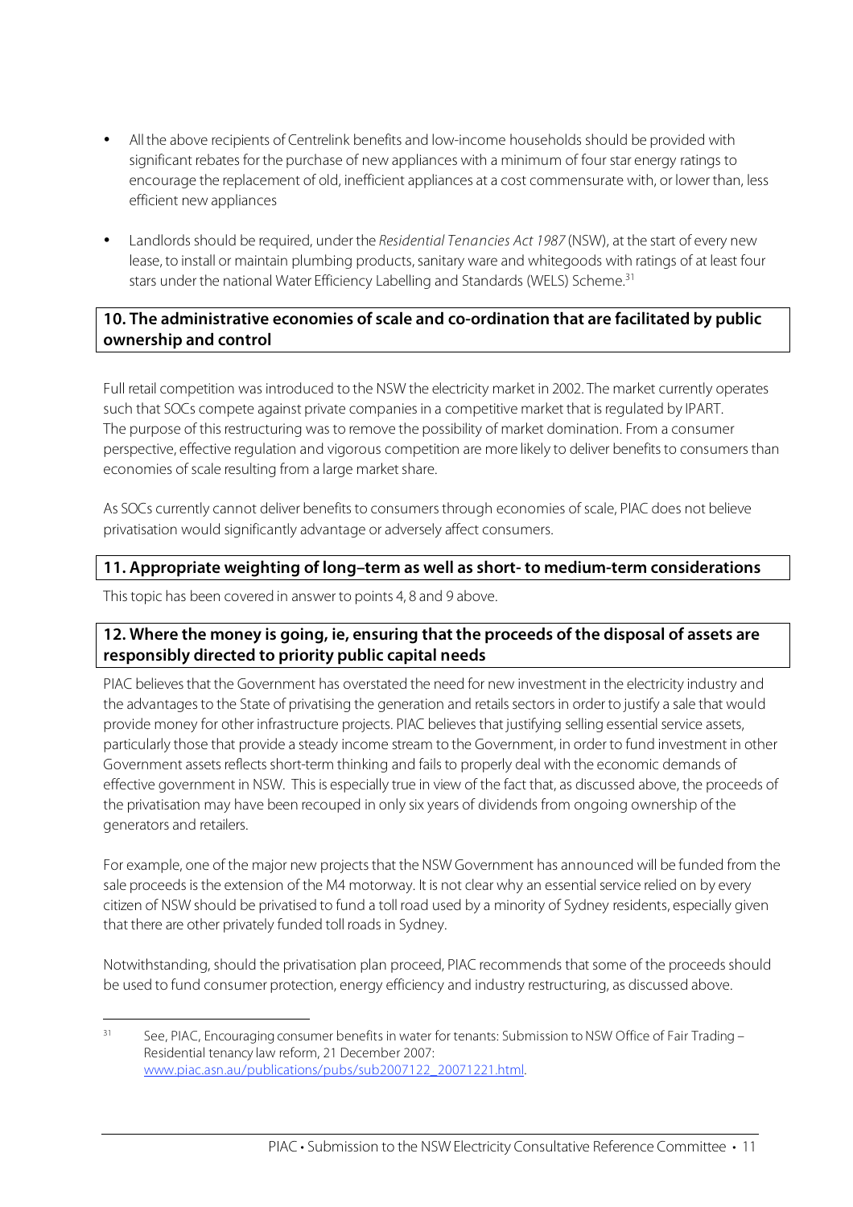- All the above recipients of Centrelink benefits and low-income households should be provided with significant rebates for the purchase of new appliances with a minimum of four star energy ratings to encourage the replacement of old, inefficient appliances at a cost commensurate with, or lower than, less efficient new appliances

- Landlords should be required, under the *Residential Tenancies Act 1987* (NSW), at the start of every new lease, to install or maintain plumbing products, sanitary ware and whitegoods with ratings of at least four stars under the national Water Efficiency Labelling and Standards (WELS) Scheme.[31]

### 10. The administrative economies of scale and co-ordination that are facilitated by public ownership and control

Full retail competition was introduced to the NSW the electricity market in 2002. The market currently operates such that SOCs compete against private companies in a competitive market that is regulated by IPART. The purpose of this restructuring was to remove the possibility of market domination. From a consumer perspective, effective regulation and vigorous competition are more likely to deliver benefits to consumers than economies of scale resulting from a large market share.

As SOCs currently cannot deliver benefits to consumers through economies of scale, PIAC does not believe privatisation would significantly advantage or adversely affect consumers.

### 11. Appropriate weighting of long–term as well as short- to medium-term considerations

This topic has been covered in answer to points 4, 8 and 9 above.

### 12. Where the money is going, ie, ensuring that the proceeds of the disposal of assets are responsibly directed to priority public capital needs

PIAC believes that the Government has overstated the need for new investment in the electricity industry and the advantages to the State of privatising the generation and retails sectors in order to justify a sale that would provide money for other infrastructure projects. PIAC believes that justifying selling essential service assets, particularly those that provide a steady income stream to the Government, in order to fund investment in other Government assets reflects short-term thinking and fails to properly deal with the economic demands of effective government in NSW. This is especially true in view of the fact that, as discussed above, the proceeds of the privatisation may have been recouped in only six years of dividends from ongoing ownership of the generators and retailers.

For example, one of the major new projects that the NSW Government has announced will be funded from the sale proceeds is the extension of the M4 motorway. It is not clear why an essential service relied on by every citizen of NSW should be privatised to fund a toll road used by a minority of Sydney residents, especially given that there are other privately funded toll roads in Sydney.

Notwithstanding, should the privatisation plan proceed, PIAC recommends that some of the proceeds should be used to fund consumer protection, energy efficiency and industry restructuring, as discussed above.

---

[31] See, PIAC, Encouraging consumer benefits in water for tenants: Submission to NSW Office of Fair Trading – Residential tenancy law reform, 21 December 2007: www.piac.asn.au/publications/pubs/sub2007122_20071221.html.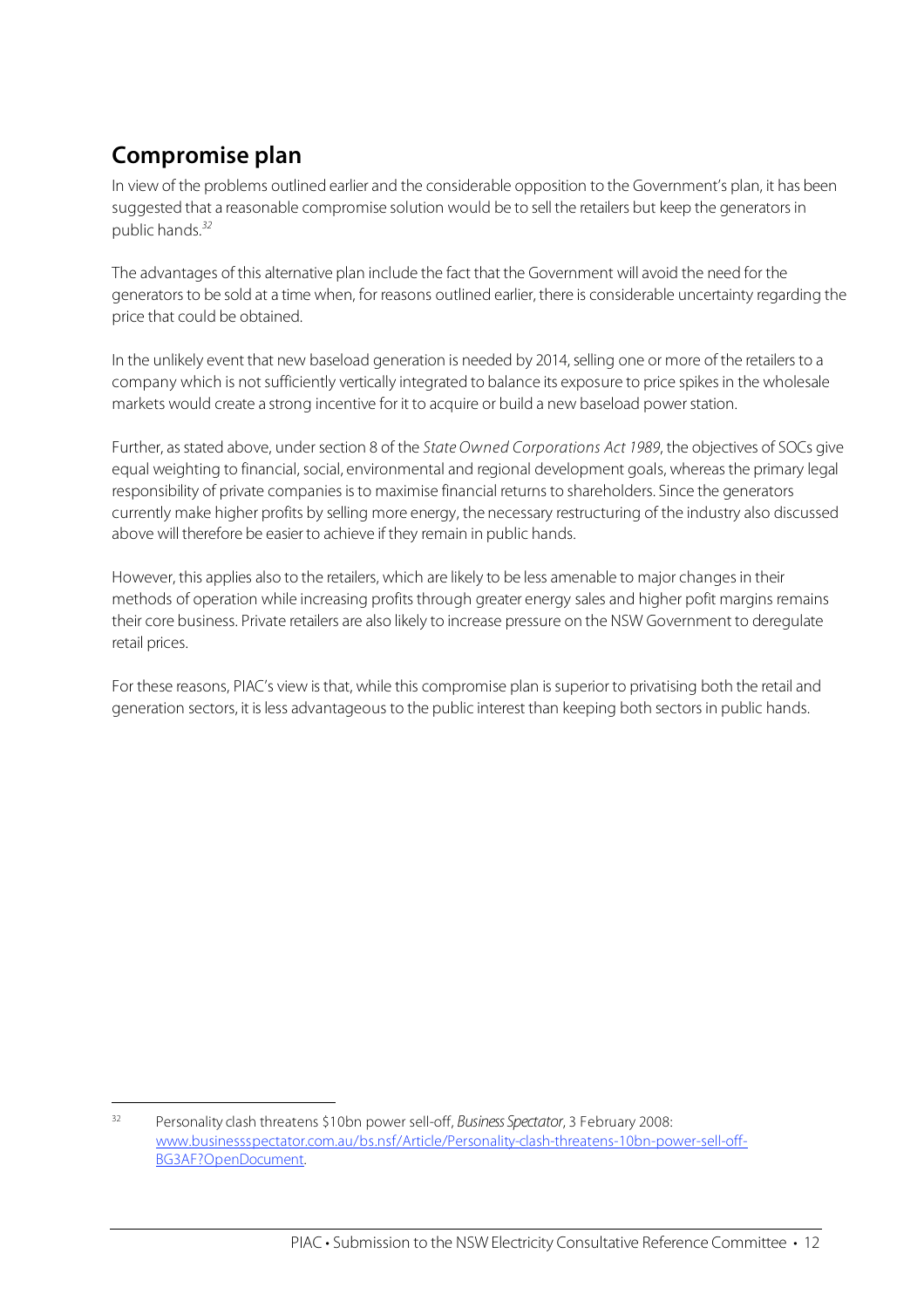## Compromise plan

In view of the problems outlined earlier and the considerable opposition to the Government's plan, it has been suggested that a reasonable compromise solution would be to sell the retailers but keep the generators in public hands.[32]

The advantages of this alternative plan include the fact that the Government will avoid the need for the generators to be sold at a time when, for reasons outlined earlier, there is considerable uncertainty regarding the price that could be obtained.

In the unlikely event that new baseload generation is needed by 2014, selling one or more of the retailers to a company which is not sufficiently vertically integrated to balance its exposure to price spikes in the wholesale markets would create a strong incentive for it to acquire or build a new baseload power station.

Further, as stated above, under section 8 of the *State Owned Corporations Act 1989*, the objectives of SOCs give equal weighting to financial, social, environmental and regional development goals, whereas the primary legal responsibility of private companies is to maximise financial returns to shareholders. Since the generators currently make higher profits by selling more energy, the necessary restructuring of the industry also discussed above will therefore be easier to achieve if they remain in public hands.

However, this applies also to the retailers, which are likely to be less amenable to major changes in their methods of operation while increasing profits through greater energy sales and higher pofit margins remains their core business. Private retailers are also likely to increase pressure on the NSW Government to deregulate retail prices.

For these reasons, PIAC's view is that, while this compromise plan is superior to privatising both the retail and generation sectors, it is less advantageous to the public interest than keeping both sectors in public hands.

---

[32] Personality clash threatens $10bn power sell-off, *Business Spectator*, 3 February 2008: www.businessspectator.com.au/bs.nsf/Article/Personality-clash-threatens-10bn-power-sell-off-BG3AF?OpenDocument.